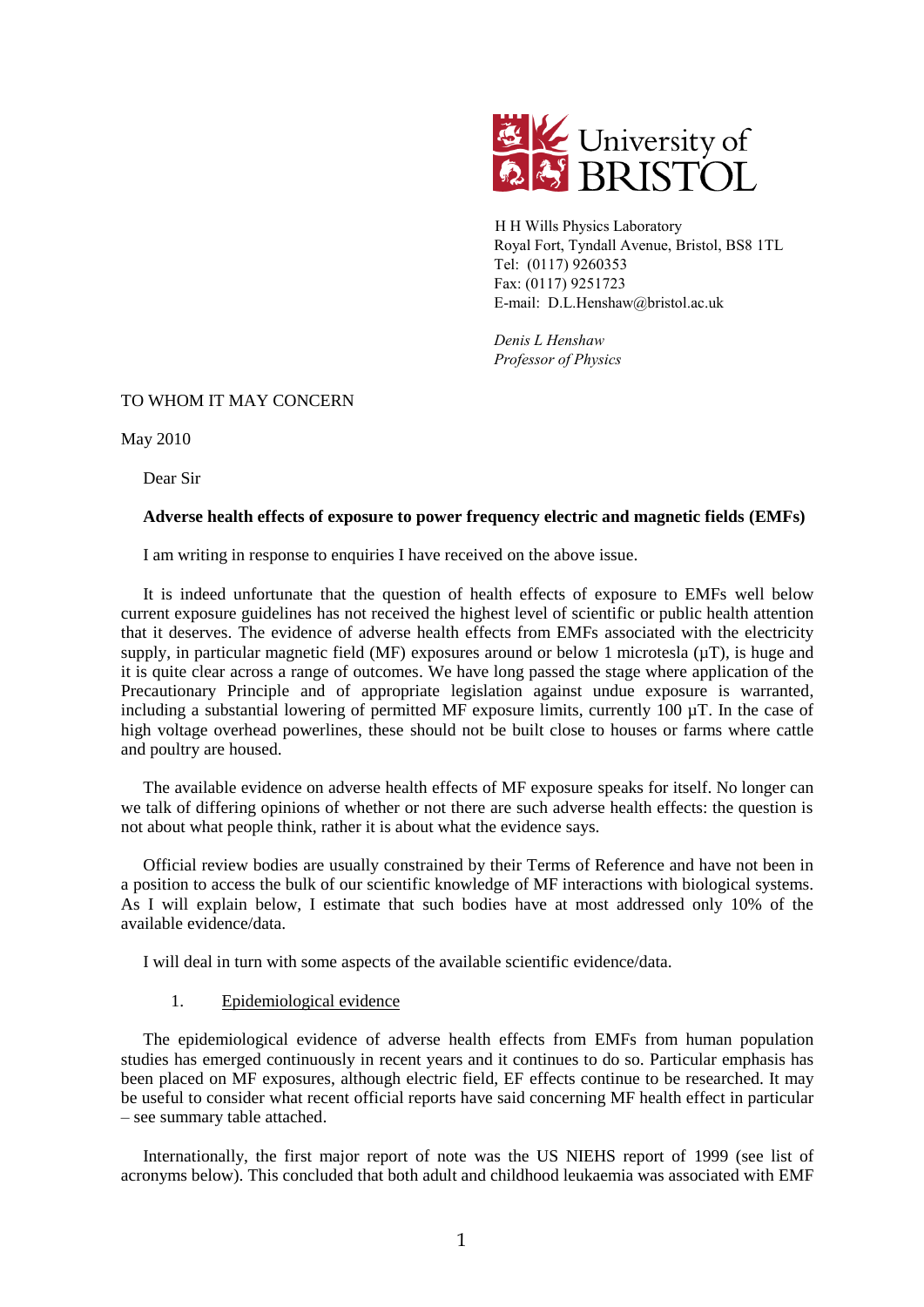University of BRISTOL

H H Wills Physics Laboratory
Royal Fort, Tyndall Avenue, Bristol, BS8 1TL
Tel: (0117) 9260353
Fax: (0117) 9251723
E-mail: D.L.Henshaw@bristol.ac.uk

*Denis L Henshaw*
*Professor of Physics*

TO WHOM IT MAY CONCERN

May 2010

Dear Sir

**Adverse health effects of exposure to power frequency electric and magnetic fields (EMFs)**

I am writing in response to enquiries I have received on the above issue.

It is indeed unfortunate that the question of health effects of exposure to EMFs well below current exposure guidelines has not received the highest level of scientific or public health attention that it deserves. The evidence of adverse health effects from EMFs associated with the electricity supply, in particular magnetic field (MF) exposures around or below 1 microtesla (µT), is huge and it is quite clear across a range of outcomes. We have long passed the stage where application of the Precautionary Principle and of appropriate legislation against undue exposure is warranted, including a substantial lowering of permitted MF exposure limits, currently 100 µT. In the case of high voltage overhead powerlines, these should not be built close to houses or farms where cattle and poultry are housed.

The available evidence on adverse health effects of MF exposure speaks for itself. No longer can we talk of differing opinions of whether or not there are such adverse health effects: the question is not about what people think, rather it is about what the evidence says.

Official review bodies are usually constrained by their Terms of Reference and have not been in a position to access the bulk of our scientific knowledge of MF interactions with biological systems. As I will explain below, I estimate that such bodies have at most addressed only 10% of the available evidence/data.

I will deal in turn with some aspects of the available scientific evidence/data.

1. Epidemiological evidence

The epidemiological evidence of adverse health effects from EMFs from human population studies has emerged continuously in recent years and it continues to do so. Particular emphasis has been placed on MF exposures, although electric field, EF effects continue to be researched. It may be useful to consider what recent official reports have said concerning MF health effect in particular – see summary table attached.

Internationally, the first major report of note was the US NIEHS report of 1999 (see list of acronyms below). This concluded that both adult and childhood leukaemia was associated with EMF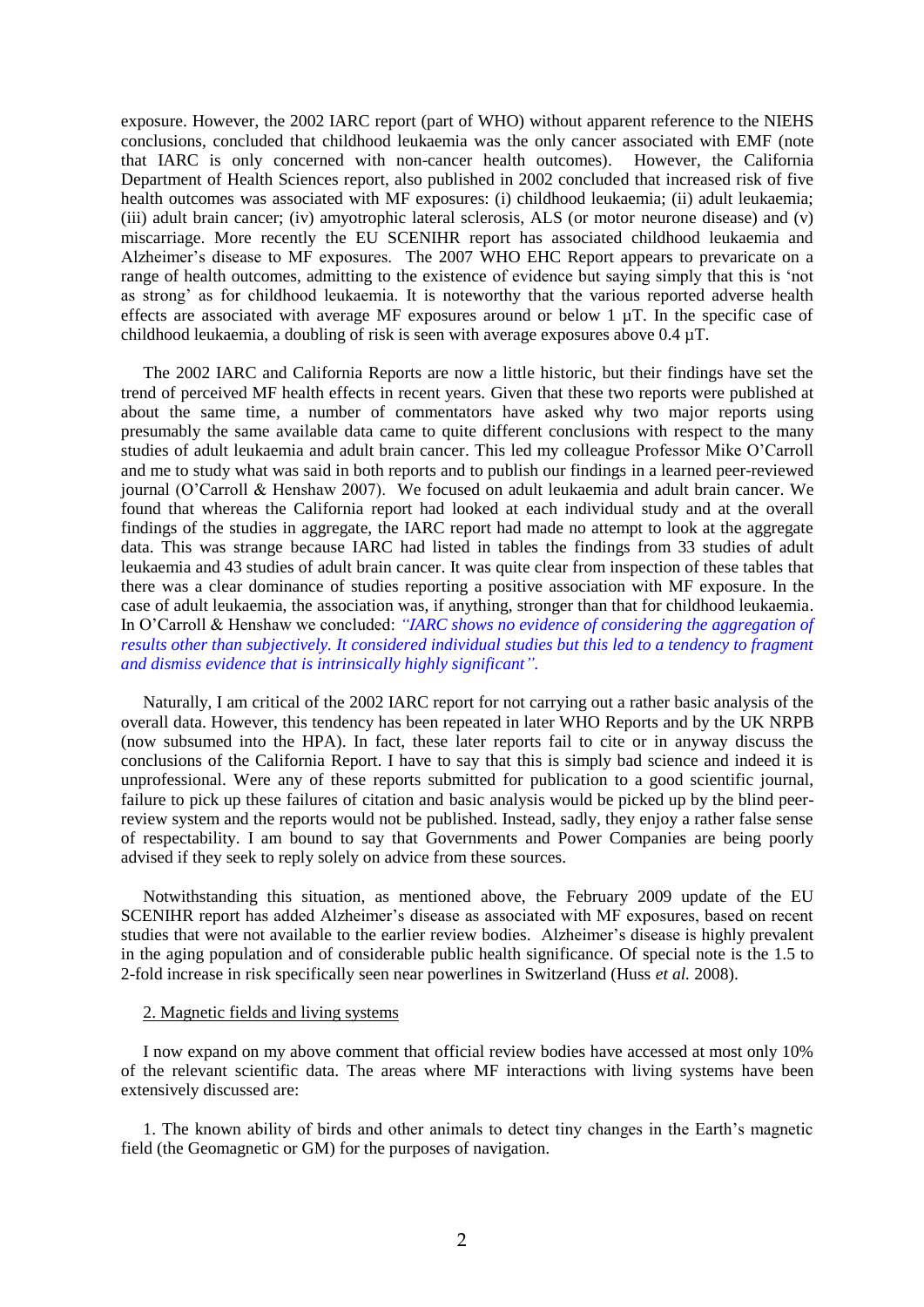exposure. However, the 2002 IARC report (part of WHO) without apparent reference to the NIEHS conclusions, concluded that childhood leukaemia was the only cancer associated with EMF (note that IARC is only concerned with non-cancer health outcomes). However, the California Department of Health Sciences report, also published in 2002 concluded that increased risk of five health outcomes was associated with MF exposures: (i) childhood leukaemia; (ii) adult leukaemia; (iii) adult brain cancer; (iv) amyotrophic lateral sclerosis, ALS (or motor neurone disease) and (v) miscarriage. More recently the EU SCENIHR report has associated childhood leukaemia and Alzheimer's disease to MF exposures. The 2007 WHO EHC Report appears to prevaricate on a range of health outcomes, admitting to the existence of evidence but saying simply that this is 'not as strong' as for childhood leukaemia. It is noteworthy that the various reported adverse health effects are associated with average MF exposures around or below 1 µT. In the specific case of childhood leukaemia, a doubling of risk is seen with average exposures above 0.4 µT.

The 2002 IARC and California Reports are now a little historic, but their findings have set the trend of perceived MF health effects in recent years. Given that these two reports were published at about the same time, a number of commentators have asked why two major reports using presumably the same available data came to quite different conclusions with respect to the many studies of adult leukaemia and adult brain cancer. This led my colleague Professor Mike O'Carroll and me to study what was said in both reports and to publish our findings in a learned peer-reviewed journal (O'Carroll & Henshaw 2007). We focused on adult leukaemia and adult brain cancer. We found that whereas the California report had looked at each individual study and at the overall findings of the studies in aggregate, the IARC report had made no attempt to look at the aggregate data. This was strange because IARC had listed in tables the findings from 33 studies of adult leukaemia and 43 studies of adult brain cancer. It was quite clear from inspection of these tables that there was a clear dominance of studies reporting a positive association with MF exposure. In the case of adult leukaemia, the association was, if anything, stronger than that for childhood leukaemia. In O'Carroll & Henshaw we concluded: *"IARC shows no evidence of considering the aggregation of results other than subjectively. It considered individual studies but this led to a tendency to fragment and dismiss evidence that is intrinsically highly significant".*

Naturally, I am critical of the 2002 IARC report for not carrying out a rather basic analysis of the overall data. However, this tendency has been repeated in later WHO Reports and by the UK NRPB (now subsumed into the HPA). In fact, these later reports fail to cite or in anyway discuss the conclusions of the California Report. I have to say that this is simply bad science and indeed it is unprofessional. Were any of these reports submitted for publication to a good scientific journal, failure to pick up these failures of citation and basic analysis would be picked up by the blind peer-review system and the reports would not be published. Instead, sadly, they enjoy a rather false sense of respectability. I am bound to say that Governments and Power Companies are being poorly advised if they seek to reply solely on advice from these sources.

Notwithstanding this situation, as mentioned above, the February 2009 update of the EU SCENIHR report has added Alzheimer's disease as associated with MF exposures, based on recent studies that were not available to the earlier review bodies. Alzheimer's disease is highly prevalent in the aging population and of considerable public health significance. Of special note is the 1.5 to 2-fold increase in risk specifically seen near powerlines in Switzerland (Huss *et al.* 2008).

## 2. Magnetic fields and living systems

I now expand on my above comment that official review bodies have accessed at most only 10% of the relevant scientific data. The areas where MF interactions with living systems have been extensively discussed are:

1. The known ability of birds and other animals to detect tiny changes in the Earth's magnetic field (the Geomagnetic or GM) for the purposes of navigation.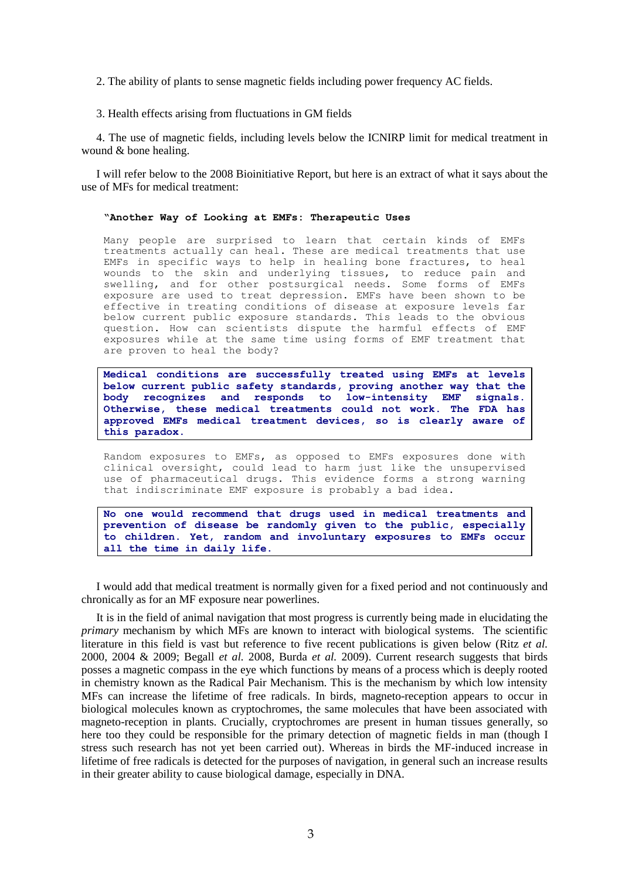2. The ability of plants to sense magnetic fields including power frequency AC fields.

3. Health effects arising from fluctuations in GM fields

4. The use of magnetic fields, including levels below the ICNIRP limit for medical treatment in wound & bone healing.

I will refer below to the 2008 Bioinitiative Report, but here is an extract of what it says about the use of MFs for medical treatment:

> **"Another Way of Looking at EMFs: Therapeutic Uses**
>
> Many people are surprised to learn that certain kinds of EMFs treatments actually can heal. These are medical treatments that use EMFs in specific ways to help in healing bone fractures, to heal wounds to the skin and underlying tissues, to reduce pain and swelling, and for other postsurgical needs. Some forms of EMFs exposure are used to treat depression. EMFs have been shown to be effective in treating conditions of disease at exposure levels far below current public exposure standards. This leads to the obvious question. How can scientists dispute the harmful effects of EMF exposures while at the same time using forms of EMF treatment that are proven to heal the body?
>
> **Medical conditions are successfully treated using EMFs at levels below current public safety standards, proving another way that the body recognizes and responds to low-intensity EMF signals. Otherwise, these medical treatments could not work. The FDA has approved EMFs medical treatment devices, so is clearly aware of this paradox.**
>
> Random exposures to EMFs, as opposed to EMFs exposures done with clinical oversight, could lead to harm just like the unsupervised use of pharmaceutical drugs. This evidence forms a strong warning that indiscriminate EMF exposure is probably a bad idea.
>
> **No one would recommend that drugs used in medical treatments and prevention of disease be randomly given to the public, especially to children. Yet, random and involuntary exposures to EMFs occur all the time in daily life.**

I would add that medical treatment is normally given for a fixed period and not continuously and chronically as for an MF exposure near powerlines.

It is in the field of animal navigation that most progress is currently being made in elucidating the *primary* mechanism by which MFs are known to interact with biological systems. The scientific literature in this field is vast but reference to five recent publications is given below (Ritz *et al.* 2000, 2004 & 2009; Begall *et al.* 2008, Burda *et al.* 2009). Current research suggests that birds posses a magnetic compass in the eye which functions by means of a process which is deeply rooted in chemistry known as the Radical Pair Mechanism. This is the mechanism by which low intensity MFs can increase the lifetime of free radicals. In birds, magneto-reception appears to occur in biological molecules known as cryptochromes, the same molecules that have been associated with magneto-reception in plants. Crucially, cryptochromes are present in human tissues generally, so here too they could be responsible for the primary detection of magnetic fields in man (though I stress such research has not yet been carried out). Whereas in birds the MF-induced increase in lifetime of free radicals is detected for the purposes of navigation, in general such an increase results in their greater ability to cause biological damage, especially in DNA.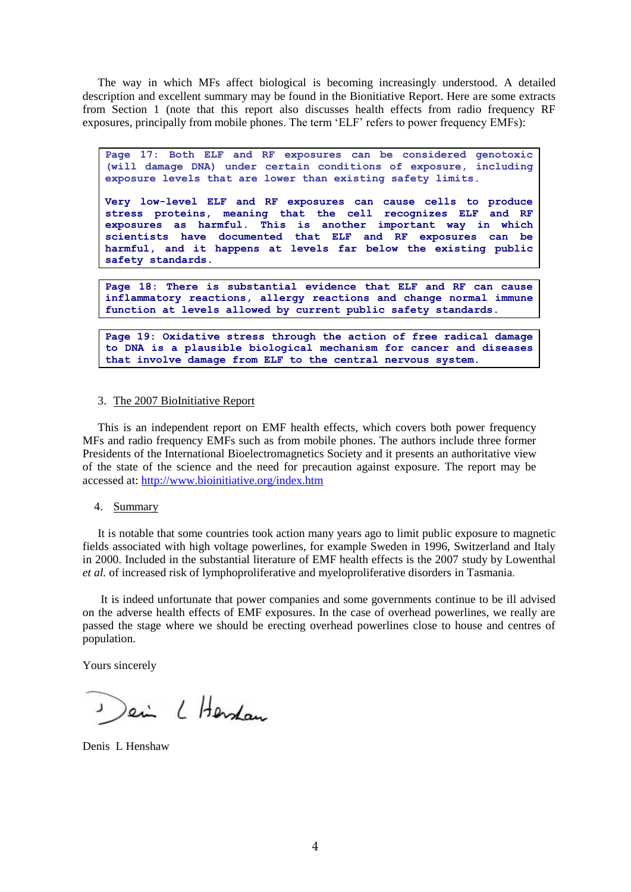The way in which MFs affect biological is becoming increasingly understood. A detailed description and excellent summary may be found in the Bionitiative Report. Here are some extracts from Section 1 (note that this report also discusses health effects from radio frequency RF exposures, principally from mobile phones. The term 'ELF' refers to power frequency EMFs):

> **Page 17: Both ELF and RF exposures can be considered genotoxic (will damage DNA) under certain conditions of exposure, including exposure levels that are lower than existing safety limits.**
>
> **Very low-level ELF and RF exposures can cause cells to produce stress proteins, meaning that the cell recognizes ELF and RF exposures as harmful. This is another important way in which scientists have documented that ELF and RF exposures can be harmful, and it happens at levels far below the existing public safety standards.**

> **Page 18: There is substantial evidence that ELF and RF can cause inflammatory reactions, allergy reactions and change normal immune function at levels allowed by current public safety standards.**

> **Page 19: Oxidative stress through the action of free radical damage to DNA is a plausible biological mechanism for cancer and diseases that involve damage from ELF to the central nervous system.**

3. The 2007 BioInitiative Report

This is an independent report on EMF health effects, which covers both power frequency MFs and radio frequency EMFs such as from mobile phones. The authors include three former Presidents of the International Bioelectromagnetics Society and it presents an authoritative view of the state of the science and the need for precaution against exposure. The report may be accessed at: http://www.bioinitiative.org/index.htm

4. Summary

It is notable that some countries took action many years ago to limit public exposure to magnetic fields associated with high voltage powerlines, for example Sweden in 1996, Switzerland and Italy in 2000. Included in the substantial literature of EMF health effects is the 2007 study by Lowenthal *et al.* of increased risk of lymphoproliferative and myeloproliferative disorders in Tasmania.

It is indeed unfortunate that power companies and some governments continue to be ill advised on the adverse health effects of EMF exposures. In the case of overhead powerlines, we really are passed the stage where we should be erecting overhead powerlines close to house and centres of population.

Yours sincerely

Denis L Henshaw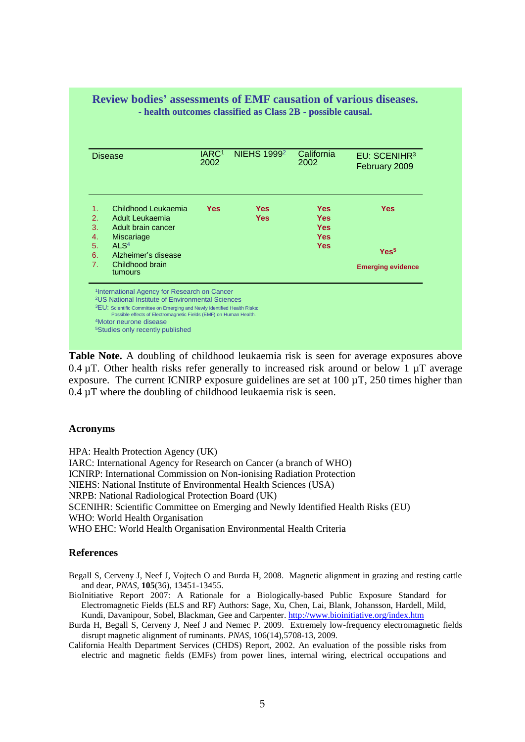## Review bodies' assessments of EMF causation of various diseases.

### - health outcomes classified as Class 2B - possible causal.

| | Disease | IARC[1] 2002 | NIEHS 1999[2] | California 2002 | EU: SCENIHR[3] February 2009 |
|---|---|---|---|---|---|
| 1. | Childhood Leukaemia | Yes | Yes | Yes | Yes |
| 2. | Adult Leukaemia | | Yes | Yes | |
| 3. | Adult brain cancer | | | Yes | |
| 4. | Miscarriage | | | Yes | |
| 5. | ALS[4] | | | Yes | |
| 6. | Alzheimer's disease | | | | Yes[5] |
| 7. | Childhood brain tumours | | | | Emerging evidence |

[1]International Agency for Research on Cancer
[2]US National Institute of Environmental Sciences
[3]EU: Scientific Committee on Emerging and Newly Identified Health Risks: Possible effects of Electromagnetic Fields (EMF) on Human Health.
[4]Motor neurone disease
[5]Studies only recently published

**Table Note.** A doubling of childhood leukaemia risk is seen for average exposures above 0.4 µT. Other health risks refer generally to increased risk around or below 1 µT average exposure. The current ICNIRP exposure guidelines are set at 100 µT, 250 times higher than 0.4 µT where the doubling of childhood leukaemia risk is seen.

### Acronyms

HPA: Health Protection Agency (UK)
IARC: International Agency for Research on Cancer (a branch of WHO)
ICNIRP: International Commission on Non-ionising Radiation Protection
NIEHS: National Institute of Environmental Health Sciences (USA)
NRPB: National Radiological Protection Board (UK)
SCENIHR: Scientific Committee on Emerging and Newly Identified Health Risks (EU)
WHO: World Health Organisation
WHO EHC: World Health Organisation Environmental Health Criteria

### References

Begall S, Cerveny J, Neef J, Vojtech O and Burda H, 2008. Magnetic alignment in grazing and resting cattle and dear, *PNAS*, **105**(36), 13451-13455.

BioInitiative Report 2007: A Rationale for a Biologically-based Public Exposure Standard for Electromagnetic Fields (ELS and RF) Authors: Sage, Xu, Chen, Lai, Blank, Johansson, Hardell, Mild, Kundi, Davanipour, Sobel, Blackman, Gee and Carpenter. http://www.bioinitiative.org/index.htm

Burda H, Begall S, Cerveny J, Neef J and Nemec P. 2009. Extremely low-frequency electromagnetic fields disrupt magnetic alignment of ruminants. *PNAS*, 106(14),5708-13, 2009.

California Health Department Services (CHDS) Report, 2002. An evaluation of the possible risks from electric and magnetic fields (EMFs) from power lines, internal wiring, electrical occupations and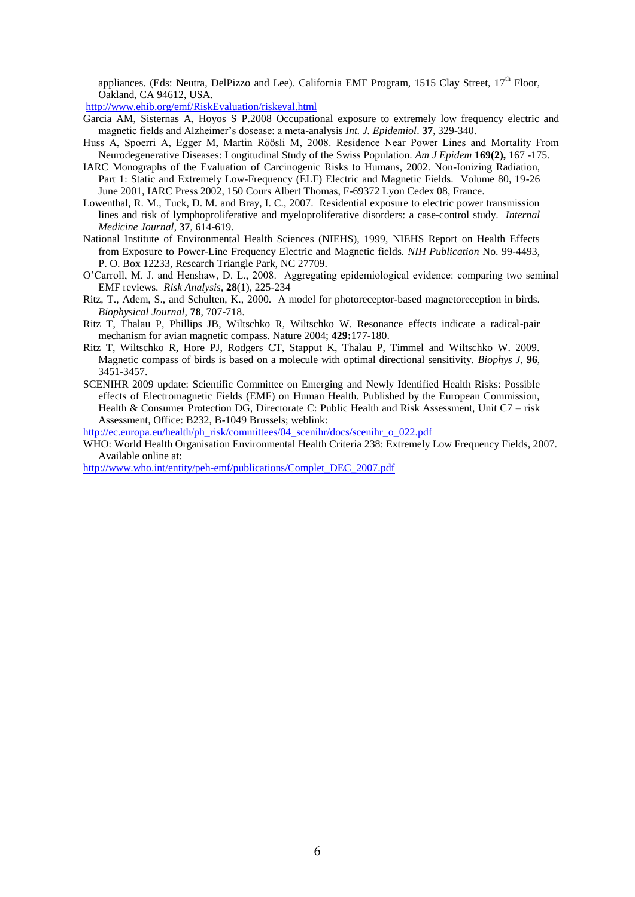appliances. (Eds: Neutra, DelPizzo and Lee). California EMF Program, 1515 Clay Street, 17th Floor, Oakland, CA 94612, USA.

http://www.ehib.org/emf/RiskEvaluation/riskeval.html

Garcia AM, Sisternas A, Hoyos S P.2008 Occupational exposure to extremely low frequency electric and magnetic fields and Alzheimer's dosease: a meta-analysis *Int. J. Epidemiol*. **37**, 329-340.

Huss A, Spoerri A, Egger M, Martin Rőősli M, 2008. Residence Near Power Lines and Mortality From Neurodegenerative Diseases: Longitudinal Study of the Swiss Population. *Am J Epidem* **169(2),** 167 -175.

IARC Monographs of the Evaluation of Carcinogenic Risks to Humans, 2002. Non-Ionizing Radiation, Part 1: Static and Extremely Low-Frequency (ELF) Electric and Magnetic Fields. Volume 80, 19-26 June 2001, IARC Press 2002, 150 Cours Albert Thomas, F-69372 Lyon Cedex 08, France.

Lowenthal, R. M., Tuck, D. M. and Bray, I. C., 2007. Residential exposure to electric power transmission lines and risk of lymphoproliferative and myeloproliferative disorders: a case-control study. *Internal Medicine Journal*, **37**, 614-619.

National Institute of Environmental Health Sciences (NIEHS), 1999, NIEHS Report on Health Effects from Exposure to Power-Line Frequency Electric and Magnetic fields. *NIH Publication* No. 99-4493, P. O. Box 12233, Research Triangle Park, NC 27709.

O'Carroll, M. J. and Henshaw, D. L., 2008. Aggregating epidemiological evidence: comparing two seminal EMF reviews. *Risk Analysis*, **28**(1), 225-234

Ritz, T., Adem, S., and Schulten, K., 2000. A model for photoreceptor-based magnetoreception in birds. *Biophysical Journal,* **78**, 707-718.

Ritz T, Thalau P, Phillips JB, Wiltschko R, Wiltschko W. Resonance effects indicate a radical-pair mechanism for avian magnetic compass. Nature 2004; **429:**177-180.

Ritz T, Wiltschko R, Hore PJ, Rodgers CT, Stapput K, Thalau P, Timmel and Wiltschko W. 2009. Magnetic compass of birds is based on a molecule with optimal directional sensitivity. *Biophys J,* **96**, 3451-3457.

SCENIHR 2009 update: Scientific Committee on Emerging and Newly Identified Health Risks: Possible effects of Electromagnetic Fields (EMF) on Human Health. Published by the European Commission, Health & Consumer Protection DG, Directorate C: Public Health and Risk Assessment, Unit C7 – risk Assessment, Office: B232, B-1049 Brussels; weblink:

http://ec.europa.eu/health/ph_risk/committees/04_scenihr/docs/scenihr_o_022.pdf

WHO: World Health Organisation Environmental Health Criteria 238: Extremely Low Frequency Fields, 2007. Available online at:

http://www.who.int/entity/peh-emf/publications/Complet_DEC_2007.pdf